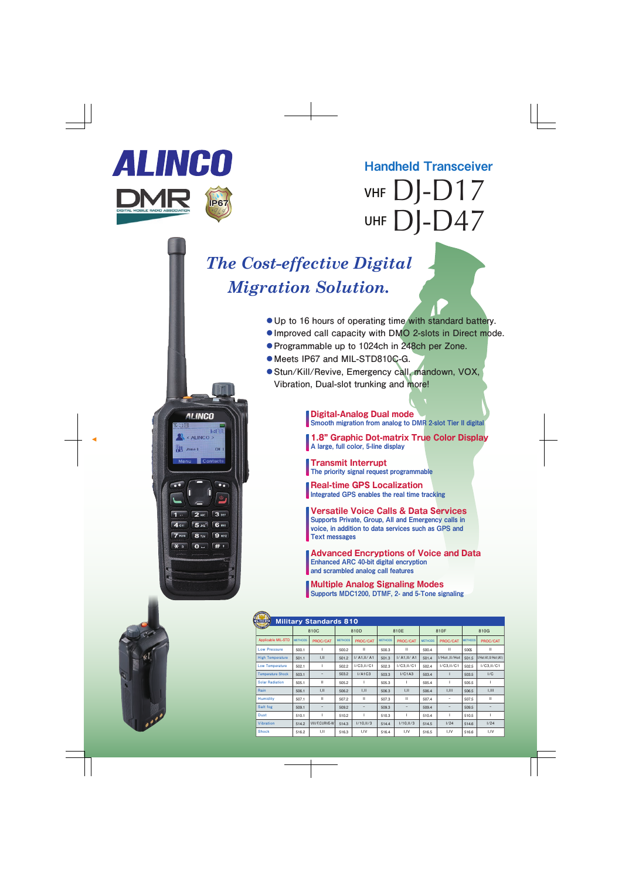# ALINCO

DMR DIGITAL MOBILE RADIO ASSOCIATION

IP67

## Handheld Transceiver

# VHF DJ-D17
# UHF DJ-D47

## *The Cost-effective Digital Migration Solution.*

- Up to 16 hours of operating time with standard battery.
- Improved call capacity with DMO 2-slots in Direct mode.
- Programmable up to 1024ch in 248ch per Zone.
- Meets IP67 and MIL-STD810C-G.
- Stun/Kill/Revive, Emergency call, mandown, VOX, Vibration, Dual-slot trunking and more!

### Digital-Analog Dual mode
Smooth migration from analog to DMR 2-slot Tier II digital

### 1.8" Graphic Dot-matrix True Color Display
A large, full color, 5-line display

### Transmit Interrupt
The priority signal request programmable

### Real-time GPS Localization
Integrated GPS enables the real time tracking

### Versatile Voice Calls & Data Services
Supports Private, Group, All and Emergency calls in voice, in addition to data services such as GPS and Text messages

### Advanced Encryptions of Voice and Data
Enhanced ARC 40-bit digital encryption and scrambled analog call features

### Multiple Analog Signaling Modes
Supports MDC1200, DTMF, 2- and 5-Tone signaling

**Military Standards 810**

| | 810C | | 810D | | 810E | | 810F | | 810G | |
|---|---|---|---|---|---|---|---|---|---|---|
| Applicable MIL-STD | METHODS | PROC/CAT | METHODS | PROC/CAT | METHODS | PROC/CAT | METHODS | PROC/CAT | METHODS | PROC/CAT |
| Low Pressure | 500.1 | I | 500.2 | II | 500.3 | II | 500.4 | II | 500.5 | II |
| High Temperature | 501.1 | I,II | 501.2 | I/A1,II/A1 | 501.3 | I/A1,II/A1 | 501.4 | I/Hot,II/Hot | 501.5 | I/Hot A1,II/Hot (A1) |
| Low Temperature | 502.1 | I | 502.2 | I/C3,II/C1 | 502.3 | I/C3,II/C1 | 502.4 | I/C3,II/C1 | 502.5 | I/C3,II/C1 |
| Temperature Shock | 503.1 | – | 503.2 | I/A1C3 | 503.3 | I/C1A3 | 503.4 | I | 503.5 | I/C |
| Solar Radiation | 505.1 | II | 505.2 | I | 505.3 | I | 505.4 | I | 505.5 | I |
| Rain | 506.1 | I,II | 506.2 | I,II | 506.3 | I,II | 506.4 | I,III | 506.5 | I,III |
| Humidity | 507.1 | II | 507.2 | II | 507.3 | II | 507.4 | – | 507.5 | II |
| Salt fog | 509.1 | – | 509.2 | – | 509.3 | – | 509.4 | – | 509.5 | – |
| Dust | 510.1 | I | 510.2 | I | 510.3 | I | 510.4 | I | 510.5 | I |
| Vibration | 514.2 | VIII/F,CURVE-W | 514.3 | I/10,II/3 | 514.4 | I/10,II/3 | 514.5 | I/24 | 514.6 | I/24 |
| Shock | 516.2 | I,II | 516.3 | I,IV | 516.4 | I,IV | 516.5 | I,IV | 516.6 | I,IV |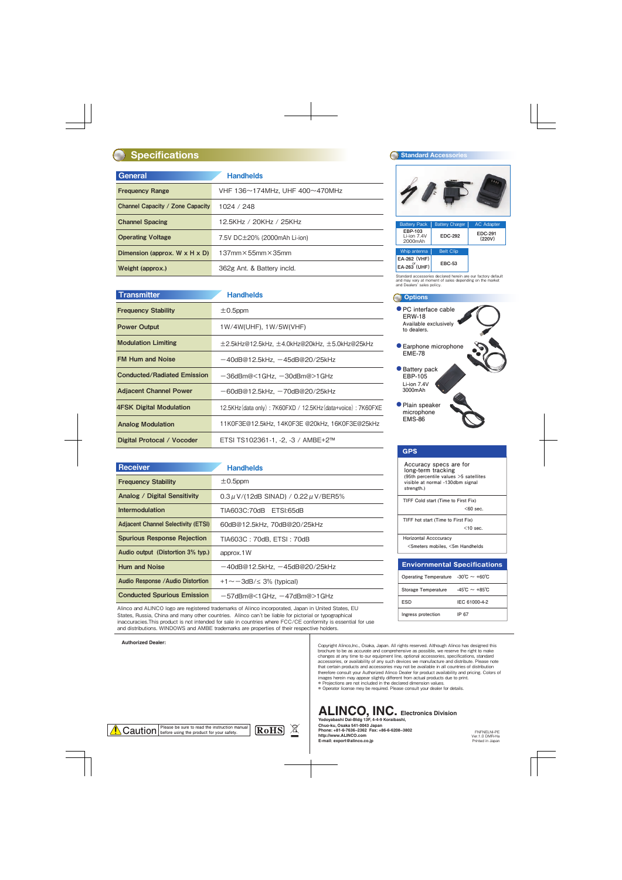# Specifications

| General | Handhelds |
|---|---|
| Frequency Range | VHF 136〜174MHz, UHF 400〜470MHz |
| Channel Capacity / Zone Capacity | 1024 / 248 |
| Channel Spacing | 12.5KHz / 20KHz / 25KHz |
| Operating Voltage | 7.5V DC±20% (2000mAh Li-ion) |
| Dimension (approx. W x H x D) | 137mm×55mm×35mm |
| Weight (approx.) | 362g Ant. & Battery incld. |

| Transmitter | Handhelds |
|---|---|
| Frequency Stability | ±0.5ppm |
| Power Output | 1W/4W(UHF), 1W/5W(VHF) |
| Modulation Limiting | ±2.5kHz@12.5kHz, ±4.0kHz@20kHz, ±5.0kHz@25kHz |
| FM Hum and Noise | −40dB@12.5kHz, −45dB@20/25kHz |
| Conducted/Radiated Emission | −36dBm@<1GHz, −30dBm@>1GHz |
| Adjacent Channel Power | −60dB@12.5kHz, −70dB@20/25kHz |
| 4FSK Digital Modulation | 12.5KHz(data only) : 7K60FXD / 12.5KHz(data+voice) : 7K60FXE |
| Analog Modulation | 11K0F3E@12.5kHz, 14K0F3E @20kHz, 16K0F3E@25kHz |
| Digital Protocal / Vocoder | ETSI TS102361-1, -2, -3 / AMBE+2™ |

| Receiver | Handhelds |
|---|---|
| Frequency Stability | ±0.5ppm |
| Analog / Digital Sensitivity | 0.3μV/(12dB SINAD) / 0.22μV/BER5% |
| Intermodulation | TIA603C:70dB ETSI:65dB |
| Adjacent Channel Selectivity (ETSI) | 60dB@12.5kHz, 70dB@20/25kHz |
| Spurious Response Rejection | TIA603C : 70dB, ETSI : 70dB |
| Audio output (Distortion 3% typ.) | approx.1W |
| Hum and Noise | −40dB@12.5kHz, −45dB@20/25kHz |
| Audio Response /Audio Distortion | +1〜−3dB/≤ 3% (typical) |
| Conducted Spurious Emission | −57dBm@<1GHz, −47dBm@>1GHz |

Alinco and ALINCO logo are registered trademarks of Alinco incorporated, Japan in United States, EU States, Russia, China and many other countries. Alinco can't be liable for pictorial or typographical inaccuracies.This product is not intended for sale in countries where FCC/CE conformity is essential for use and distributions. WINDOWS and AMBE trademarks are properties of their respective holders.

## Standard Accessories

| Battery Pack | Battery Charger | AC Adapter |
|---|---|---|
| EBP-103 Li-ion 7.4V 2000mAh | EDC-292 | EDC-291 (220V) |

| Whip antenna | Belt Clip |
|---|---|
| EA-262 (VHF) or EA-263 (UHF) | EBC-53 |

Standard accessories declared herein are our factory default and may vary at moment of sales depending on the market and Dealers' sales policy.

## Options

- PC interface cable ERW-18 Available exclusively to dealers.
- Earphone microphone EME-78
- Battery pack EBP-105 Li-ion 7.4V 3000mAh
- Plain speaker microphone EMS-86

## GPS

| GPS |
|---|
| Accuracy specs are for long-term tracking (95th percentile values >5 satellites visible at normal -130dbm signal strength.) |
| TIFF Cold start (Time to First Fix) <60 sec. |
| TIFF hot start (Time to First Fix) <10 sec. |
| Horizontal Acccuracy <5meters mobiles, <5m Handhelds |

## Enviornmental Specifications

| | |
|---|---|
| Operating Temperature | -30℃ 〜 +60℃ |
| Storage Temperature | -45℃ 〜 +85℃ |
| ESD | IEC 61000-4-2 |
| Ingress protection | IP 67 |

**Authorized Dealer:**

Copyright Alinco,Inc., Osaka, Japan. All rights reserved. Although Alinco has designed this brochure to be as accurate and comprehensive as possible, we reserve the right to make changes at any time to our equipment line, optional accessories, specifications, standard accessories, or availability of any such devices we manufacture and distribute. Please note that certain products and accessories may not be available in all countries of distribution therefore consult your Authorized Alinco Dealer for product availability and pricing. Colors of images herein may appear slightly different from actual products due to print.
- Projections are not included in the declared dimension values.
- Operator license mey be required. Please consult your dealer for details.

Caution Please be sure to read the instruction manual before using the product for your safety.

RoHS

**ALINCO, INC.** Electronics Division

Yodoyabashi Dai-Bldg 13F, 4-4-9 Koraibashi,
Chuo-ku, Osaka 541-0043 Japan
Phone: +81-6-7636-2362 Fax: +86-6-6208-3802
http://www.ALINCO.com
E-mail: export@alinco.co.jp

FNFNELNI-PE
Ver.1.0 DMR-Ha
Printed in Japan